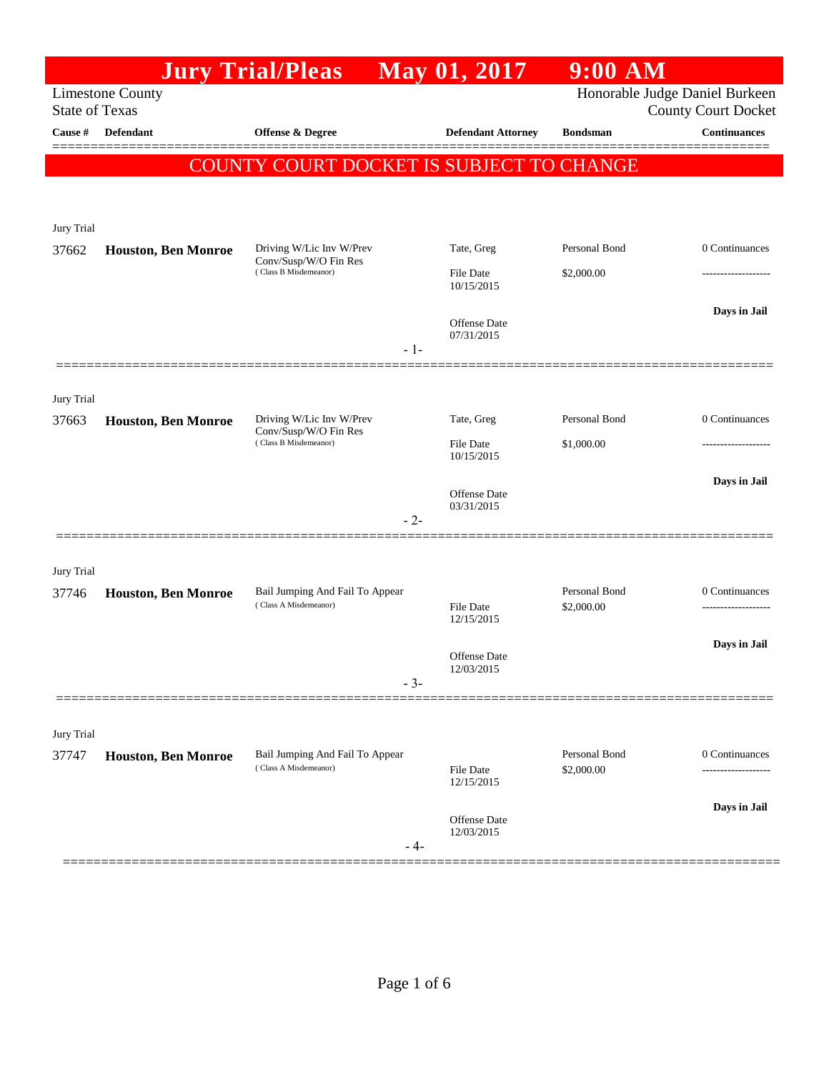# Jury Trial/Pleas May 01, 2017 9:00 AM

Limestone County
State of Texas

Honorable Judge Daniel Burkeen
County Court Docket

| Cause # | Defendant | Offense & Degree | Defendant Attorney | Bondsman | Continuances |
|---|---|---|---|---|---|

**COUNTY COURT DOCKET IS SUBJECT TO CHANGE**

Jury Trial

| Cause # | Defendant | Offense & Degree | Defendant Attorney | Bondsman | Continuances |
|---|---|---|---|---|---|
| 37662 | **Houston, Ben Monroe** | Driving W/Lic Inv W/Prev Conv/Susp/W/O Fin Res (Class B Misdemeanor) | Tate, Greg | Personal Bond | 0 Continuances |
| | | | File Date 10/15/2015 | $2,000.00 | ------------------- |
| | | | Offense Date 07/31/2015 | | **Days in Jail** |

- 1-

Jury Trial

| Cause # | Defendant | Offense & Degree | Defendant Attorney | Bondsman | Continuances |
|---|---|---|---|---|---|
| 37663 | **Houston, Ben Monroe** | Driving W/Lic Inv W/Prev Conv/Susp/W/O Fin Res (Class B Misdemeanor) | Tate, Greg | Personal Bond | 0 Continuances |
| | | | File Date 10/15/2015 | $1,000.00 | ------------------- |
| | | | Offense Date 03/31/2015 | | **Days in Jail** |

- 2-

Jury Trial

| Cause # | Defendant | Offense & Degree | Defendant Attorney | Bondsman | Continuances |
|---|---|---|---|---|---|
| 37746 | **Houston, Ben Monroe** | Bail Jumping And Fail To Appear (Class A Misdemeanor) | | Personal Bond | 0 Continuances |
| | | | File Date 12/15/2015 | $2,000.00 | ------------------- |
| | | | Offense Date 12/03/2015 | | **Days in Jail** |

- 3-

Jury Trial

| Cause # | Defendant | Offense & Degree | Defendant Attorney | Bondsman | Continuances |
|---|---|---|---|---|---|
| 37747 | **Houston, Ben Monroe** | Bail Jumping And Fail To Appear (Class A Misdemeanor) | | Personal Bond | 0 Continuances |
| | | | File Date 12/15/2015 | $2,000.00 | ------------------- |
| | | | Offense Date 12/03/2015 | | **Days in Jail** |

- 4-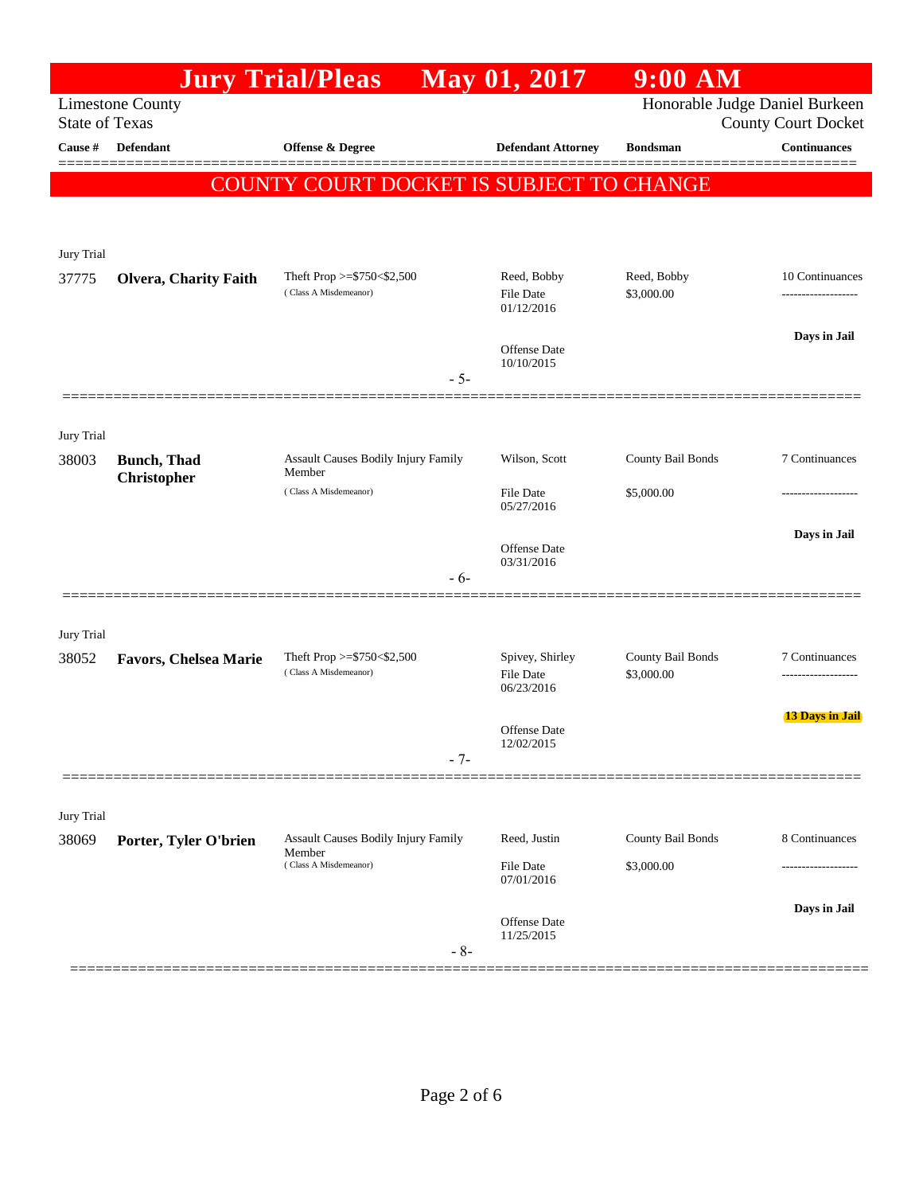# Jury Trial/Pleas May 01, 2017 9:00 AM

Limestone County
State of Texas

Honorable Judge Daniel Burkeen
County Court Docket

**COUNTY COURT DOCKET IS SUBJECT TO CHANGE**

| Cause # | Defendant | Offense & Degree | Defendant Attorney | Bondsman | Continuances |
|---|---|---|---|---|---|
| Jury Trial | | | | | |
| 37775 | **Olvera, Charity Faith** | Theft Prop >=$750<$2,500 (Class A Misdemeanor) | Reed, Bobby<br>File Date 01/12/2016<br>Offense Date 10/10/2015 | Reed, Bobby<br>$3,000.00 | 10 Continuances<br>**Days in Jail** |
| | | - 5- | | | |
| Jury Trial | | | | | |
| 38003 | **Bunch, Thad Christopher** | Assault Causes Bodily Injury Family Member (Class A Misdemeanor) | Wilson, Scott<br>File Date 05/27/2016<br>Offense Date 03/31/2016 | County Bail Bonds<br>$5,000.00 | 7 Continuances<br>**Days in Jail** |
| | | - 6- | | | |
| Jury Trial | | | | | |
| 38052 | **Favors, Chelsea Marie** | Theft Prop >=$750<$2,500 (Class A Misdemeanor) | Spivey, Shirley<br>File Date 06/23/2016<br>Offense Date 12/02/2015 | County Bail Bonds<br>$3,000.00 | 7 Continuances<br>**13 Days in Jail** |
| | | - 7- | | | |
| Jury Trial | | | | | |
| 38069 | **Porter, Tyler O'brien** | Assault Causes Bodily Injury Family Member (Class A Misdemeanor) | Reed, Justin<br>File Date 07/01/2016<br>Offense Date 11/25/2015 | County Bail Bonds<br>$3,000.00 | 8 Continuances<br>**Days in Jail** |
| | | - 8- | | | |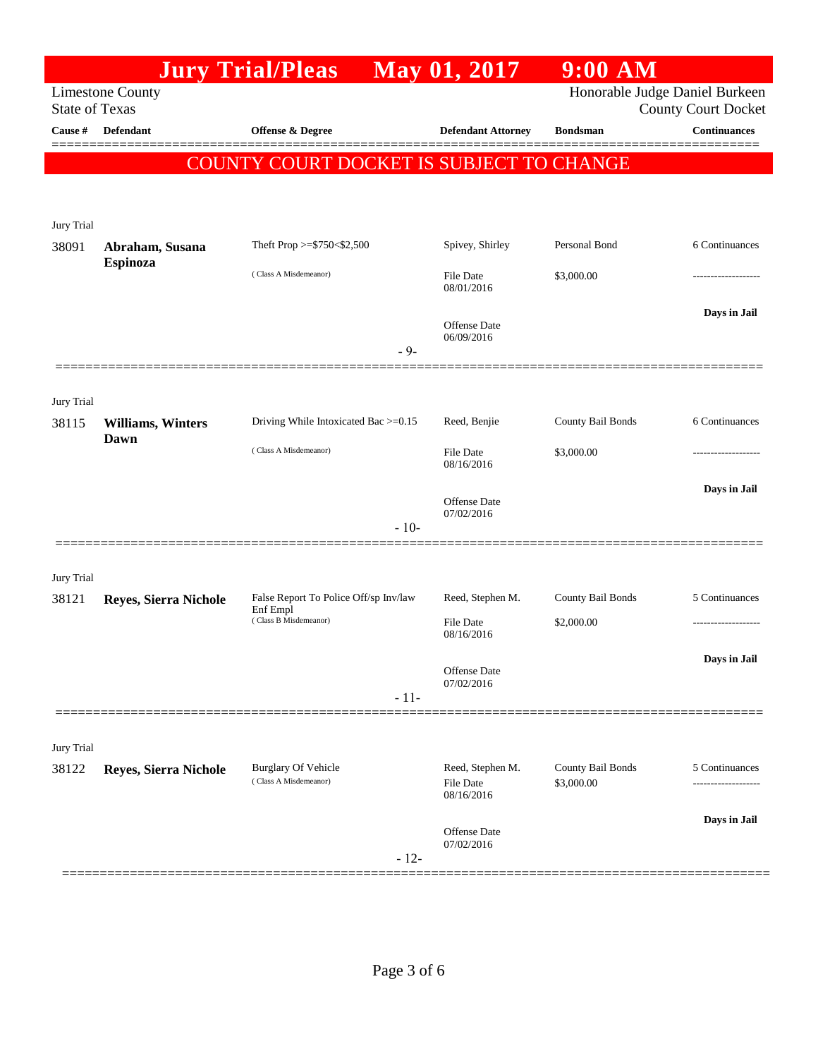# Jury Trial/Pleas May 01, 2017 9:00 AM

Limestone County
State of Texas

Honorable Judge Daniel Burkeen
County Court Docket

| Cause # | Defendant | Offense & Degree | Defendant Attorney | Bondsman | Continuances |
|---|---|---|---|---|---|

**COUNTY COURT DOCKET IS SUBJECT TO CHANGE**

Jury Trial

| 38091 | **Abraham, Susana Espinoza** | Theft Prop >=$750<$2,500 (Class A Misdemeanor) | Spivey, Shirley | Personal Bond | 6 Continuances |
|---|---|---|---|---|---|
| | | | File Date 08/01/2016 | $3,000.00 | ------------------- |
| | | | Offense Date 06/09/2016 | | **Days in Jail** |

- 9-

Jury Trial

| 38115 | **Williams, Winters Dawn** | Driving While Intoxicated Bac >=0.15 (Class A Misdemeanor) | Reed, Benjie | County Bail Bonds | 6 Continuances |
|---|---|---|---|---|---|
| | | | File Date 08/16/2016 | $3,000.00 | ------------------- |
| | | | Offense Date 07/02/2016 | | **Days in Jail** |

- 10-

Jury Trial

| 38121 | **Reyes, Sierra Nichole** | False Report To Police Off/sp Inv/law Enf Empl (Class B Misdemeanor) | Reed, Stephen M. | County Bail Bonds | 5 Continuances |
|---|---|---|---|---|---|
| | | | File Date 08/16/2016 | $2,000.00 | ------------------- |
| | | | Offense Date 07/02/2016 | | **Days in Jail** |

- 11-

Jury Trial

| 38122 | **Reyes, Sierra Nichole** | Burglary Of Vehicle (Class A Misdemeanor) | Reed, Stephen M. | County Bail Bonds | 5 Continuances |
|---|---|---|---|---|---|
| | | | File Date 08/16/2016 | $3,000.00 | ------------------- |
| | | | Offense Date 07/02/2016 | | **Days in Jail** |

- 12-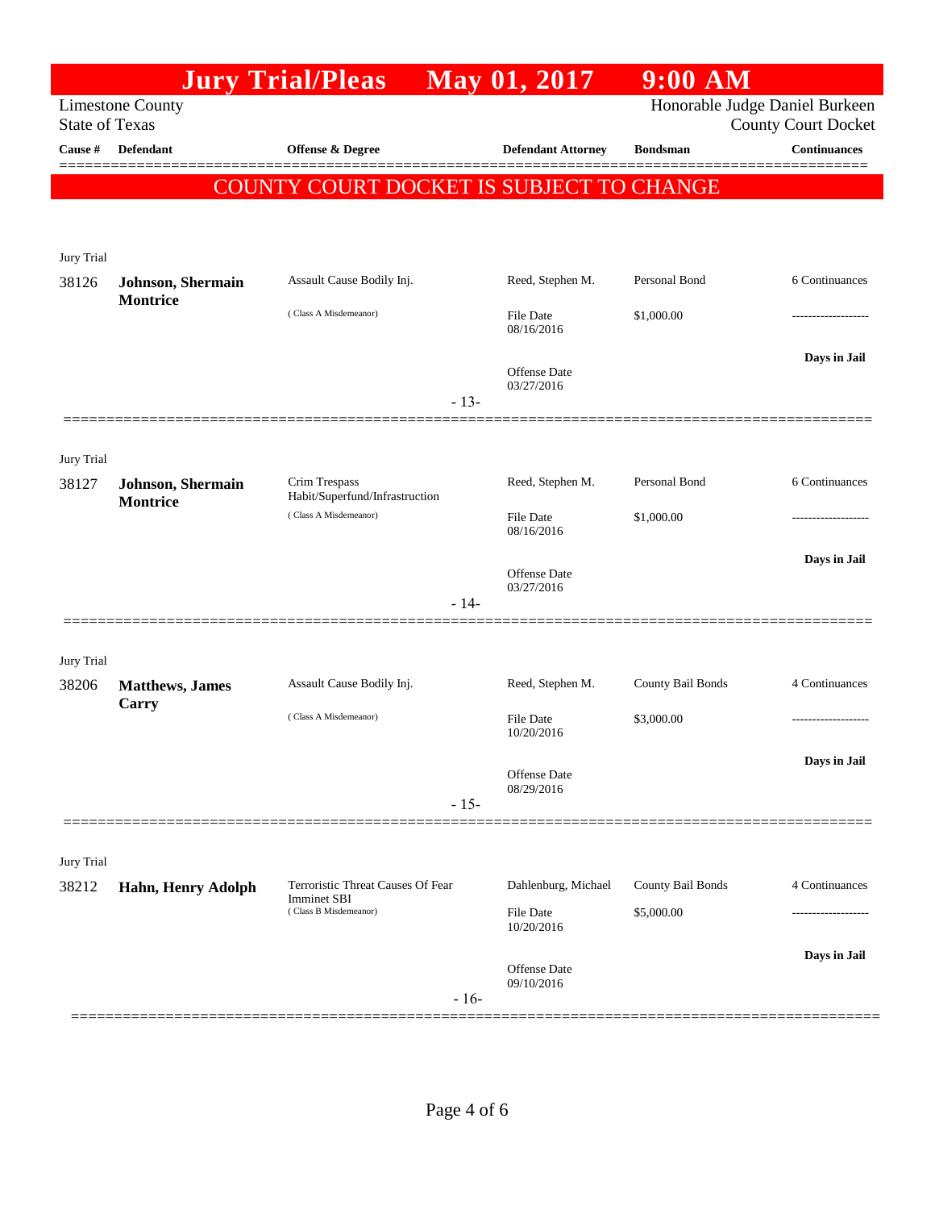# Jury Trial/Pleas May 01, 2017 9:00 AM

Limestone County
State of Texas

Honorable Judge Daniel Burkeen
County Court Docket

**COUNTY COURT DOCKET IS SUBJECT TO CHANGE**

| Cause # | Defendant | Offense & Degree | Defendant Attorney | Bondsman | Continuances |
|---|---|---|---|---|---|
| Jury Trial | | | | | |
| 38126 | **Johnson, Shermain Montrice** | Assault Cause Bodily Inj. (Class A Misdemeanor) | Reed, Stephen M.<br>File Date 08/16/2016<br>Offense Date 03/27/2016 | Personal Bond<br>$1,000.00 | 6 Continuances<br>-------------------<br>**Days in Jail** |
| | | - 13- | | | |
| Jury Trial | | | | | |
| 38127 | **Johnson, Shermain Montrice** | Crim Trespass Habit/Superfund/Infrastruction (Class A Misdemeanor) | Reed, Stephen M.<br>File Date 08/16/2016<br>Offense Date 03/27/2016 | Personal Bond<br>$1,000.00 | 6 Continuances<br>-------------------<br>**Days in Jail** |
| | | - 14- | | | |
| Jury Trial | | | | | |
| 38206 | **Matthews, James Carry** | Assault Cause Bodily Inj. (Class A Misdemeanor) | Reed, Stephen M.<br>File Date 10/20/2016<br>Offense Date 08/29/2016 | County Bail Bonds<br>$3,000.00 | 4 Continuances<br>-------------------<br>**Days in Jail** |
| | | - 15- | | | |
| Jury Trial | | | | | |
| 38212 | **Hahn, Henry Adolph** | Terroristic Threat Causes Of Fear Imminet SBI (Class B Misdemeanor) | Dahlenburg, Michael<br>File Date 10/20/2016<br>Offense Date 09/10/2016 | County Bail Bonds<br>$5,000.00 | 4 Continuances<br>-------------------<br>**Days in Jail** |
| | | - 16- | | | |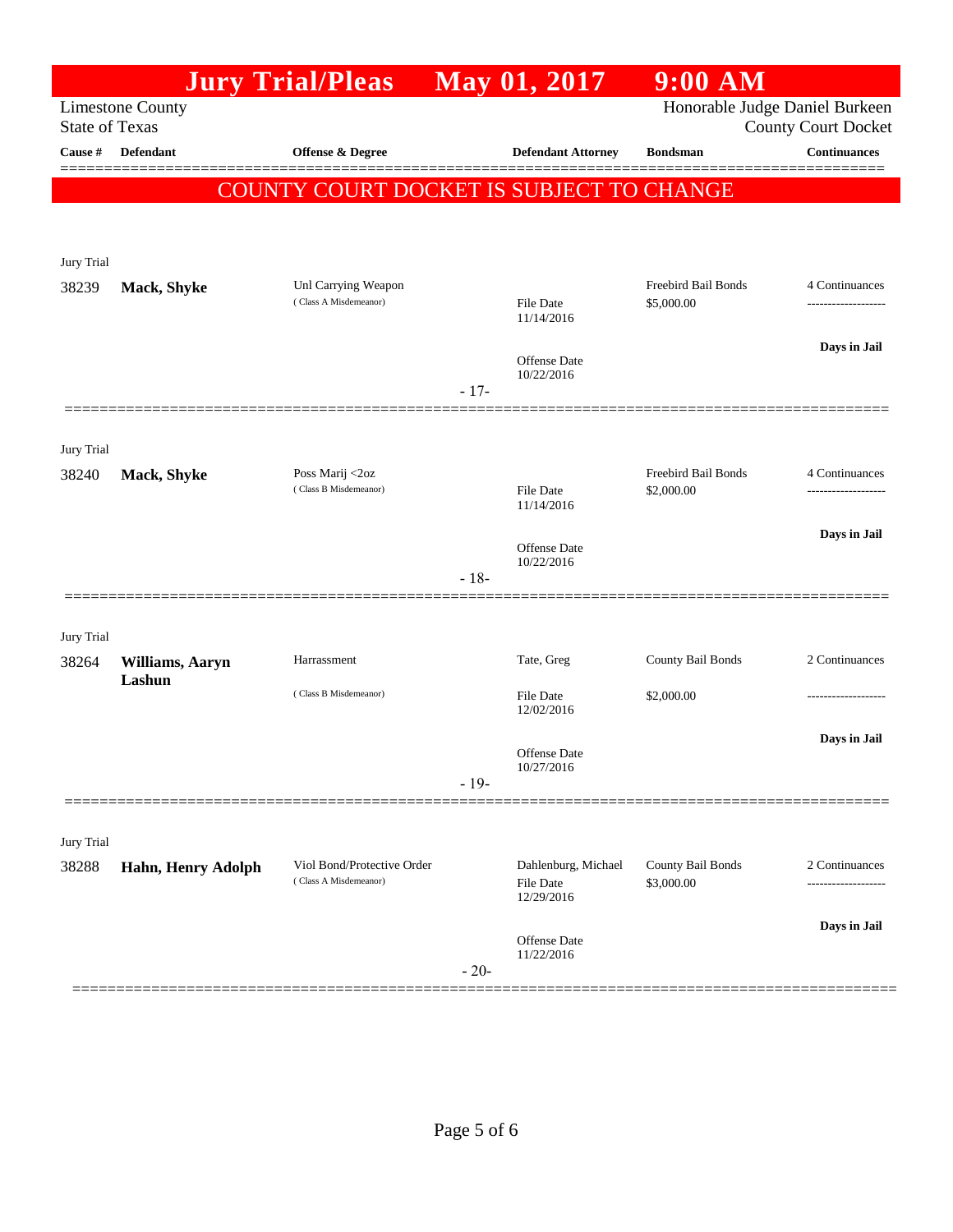# Jury Trial/Pleas May 01, 2017 9:00 AM

Limestone County
State of Texas

Honorable Judge Daniel Burkeen
County Court Docket

| Cause # | Defendant | Offense & Degree | Defendant Attorney | Bondsman | Continuances |
|---|---|---|---|---|---|

**COUNTY COURT DOCKET IS SUBJECT TO CHANGE**

---

Jury Trial

| Cause # | Defendant | Offense & Degree | Defendant Attorney | Bondsman | Continuances |
|---|---|---|---|---|---|
| 38239 | **Mack, Shyke** | Unl Carrying Weapon (Class A Misdemeanor) | File Date 11/14/2016<br>Offense Date 10/22/2016 | Freebird Bail Bonds<br>$5,000.00 | 4 Continuances<br>-------------------<br>**Days in Jail** |

- 17-

---

Jury Trial

| Cause # | Defendant | Offense & Degree | Defendant Attorney | Bondsman | Continuances |
|---|---|---|---|---|---|
| 38240 | **Mack, Shyke** | Poss Marij <2oz (Class B Misdemeanor) | File Date 11/14/2016<br>Offense Date 10/22/2016 | Freebird Bail Bonds<br>$2,000.00 | 4 Continuances<br>-------------------<br>**Days in Jail** |

- 18-

---

Jury Trial

| Cause # | Defendant | Offense & Degree | Defendant Attorney | Bondsman | Continuances |
|---|---|---|---|---|---|
| 38264 | **Williams, Aaryn Lashun** | Harrassment (Class B Misdemeanor) | Tate, Greg<br>File Date 12/02/2016<br>Offense Date 10/27/2016 | County Bail Bonds<br>$2,000.00 | 2 Continuances<br>-------------------<br>**Days in Jail** |

- 19-

---

Jury Trial

| Cause # | Defendant | Offense & Degree | Defendant Attorney | Bondsman | Continuances |
|---|---|---|---|---|---|
| 38288 | **Hahn, Henry Adolph** | Viol Bond/Protective Order (Class A Misdemeanor) | Dahlenburg, Michael<br>File Date 12/29/2016<br>Offense Date 11/22/2016 | County Bail Bonds<br>$3,000.00 | 2 Continuances<br>-------------------<br>**Days in Jail** |

- 20-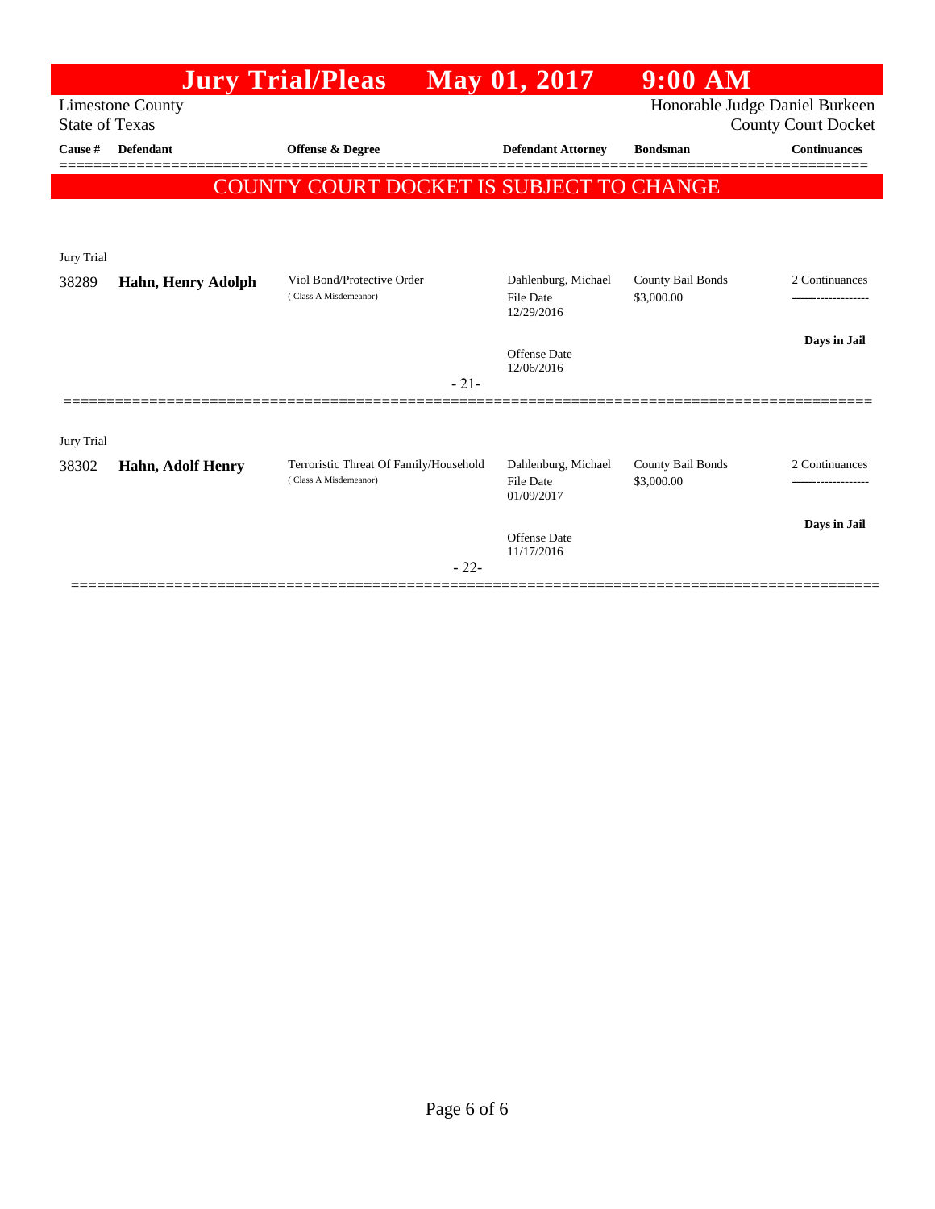# Jury Trial/Pleas May 01, 2017 9:00 AM

Limestone County
State of Texas

Honorable Judge Daniel Burkeen
County Court Docket

| Cause # | Defendant | Offense & Degree | Defendant Attorney | Bondsman | Continuances |
|---|---|---|---|---|---|

## COUNTY COURT DOCKET IS SUBJECT TO CHANGE

Jury Trial

| Cause # | Defendant | Offense & Degree | Defendant Attorney | Bondsman | Continuances |
|---|---|---|---|---|---|
| 38289 | **Hahn, Henry Adolph** | Viol Bond/Protective Order (Class A Misdemeanor) | Dahlenburg, Michael<br>File Date<br>12/29/2016<br><br>Offense Date<br>12/06/2016 | County Bail Bonds<br>$3,000.00 | 2 Continuances<br>-------------------<br><br>**Days in Jail** |

-21-

Jury Trial

| Cause # | Defendant | Offense & Degree | Defendant Attorney | Bondsman | Continuances |
|---|---|---|---|---|---|
| 38302 | **Hahn, Adolf Henry** | Terroristic Threat Of Family/Household (Class A Misdemeanor) | Dahlenburg, Michael<br>File Date<br>01/09/2017<br><br>Offense Date<br>11/17/2016 | County Bail Bonds<br>$3,000.00 | 2 Continuances<br>-------------------<br><br>**Days in Jail** |

-22-